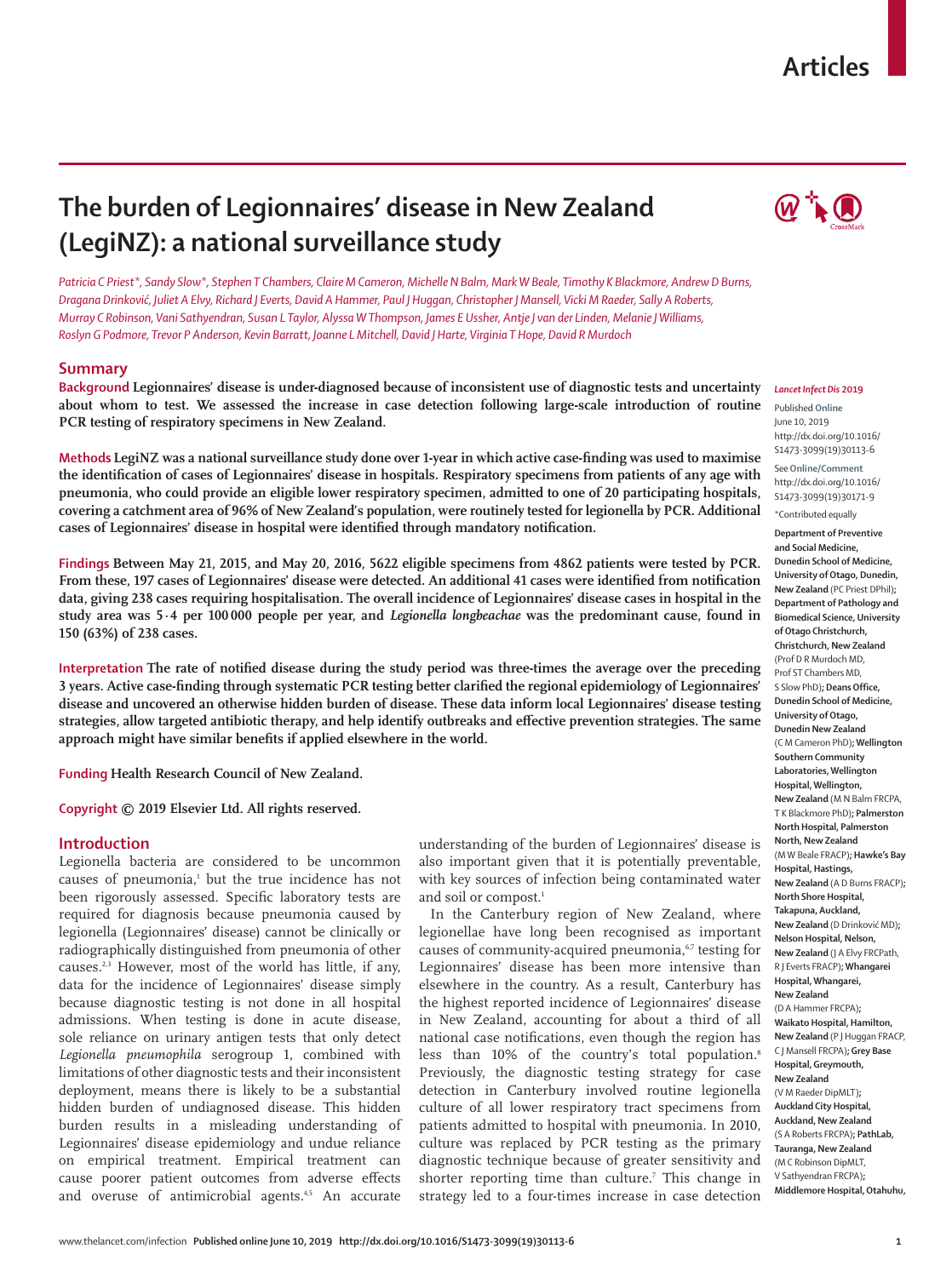# The burden of Legionnaires' disease in New Zealand (LegiNZ): a national surveillance study

*Patricia C Priest\*, Sandy Slow\*, Stephen T Chambers, Claire M Cameron, Michelle N Balm, Mark W Beale, Timothy K Blackmore, Andrew D Burns, Dragana Drinković, Juliet A Elvy, Richard J Everts, David A Hammer, Paul J Huggan, Christopher J Mansell, Vicki M Raeder, Sally A Roberts, Murray C Robinson, Vani Sathyendran, Susan L Taylor, Alyssa W Thompson, James E Ussher, Antje J van der Linden, Melanie J Williams, Roslyn G Podmore, Trevor P Anderson, Kevin Barratt, Joanne L Mitchell, David J Harte, Virginia T Hope, David R Murdoch*

## Summary

**Background** Legionnaires' disease is under-diagnosed because of inconsistent use of diagnostic tests and uncertainty about whom to test. We assessed the increase in case detection following large-scale introduction of routine PCR testing of respiratory specimens in New Zealand.

**Methods** LegiNZ was a national surveillance study done over 1-year in which active case-finding was used to maximise the identification of cases of Legionnaires' disease in hospitals. Respiratory specimens from patients of any age with pneumonia, who could provide an eligible lower respiratory specimen, admitted to one of 20 participating hospitals, covering a catchment area of 96% of New Zealand's population, were routinely tested for legionella by PCR. Additional cases of Legionnaires' disease in hospital were identified through mandatory notification.

**Findings** Between May 21, 2015, and May 20, 2016, 5622 eligible specimens from 4862 patients were tested by PCR. From these, 197 cases of Legionnaires' disease were detected. An additional 41 cases were identified from notification data, giving 238 cases requiring hospitalisation. The overall incidence of Legionnaires' disease cases in hospital in the study area was 5·4 per 100 000 people per year, and *Legionella longbeachae* was the predominant cause, found in 150 (63%) of 238 cases.

**Interpretation** The rate of notified disease during the study period was three-times the average over the preceding 3 years. Active case-finding through systematic PCR testing better clarified the regional epidemiology of Legionnaires' disease and uncovered an otherwise hidden burden of disease. These data inform local Legionnaires' disease testing strategies, allow targeted antibiotic therapy, and help identify outbreaks and effective prevention strategies. The same approach might have similar benefits if applied elsewhere in the world.

**Funding** Health Research Council of New Zealand.

**Copyright** © 2019 Elsevier Ltd. All rights reserved.

*Lancet Infect Dis* **2019**

Published **Online** June 10, 2019 http://dx.doi.org/10.1016/S1473-3099(19)30113-6

See **Online/Comment** http://dx.doi.org/10.1016/S1473-3099(19)30171-9

\*Contributed equally

**Department of Preventive and Social Medicine, Dunedin School of Medicine, University of Otago, Dunedin, New Zealand** (PC Priest DPhil)**; Department of Pathology and Biomedical Science, University of Otago Christchurch, Christchurch, New Zealand** (Prof D R Murdoch MD, Prof ST Chambers MD, S Slow PhD)**; Deans Office, Dunedin School of Medicine, University of Otago, Dunedin New Zealand** (C M Cameron PhD)**; Wellington Southern Community Laboratories, Wellington Hospital, Wellington, New Zealand** (M N Balm FRCPA, T K Blackmore PhD)**; Palmerston North Hospital, Palmerston North, New Zealand** (M W Beale FRACP)**; Hawke's Bay Hospital, Hastings, New Zealand** (A D Burns FRACP)**; North Shore Hospital, Takapuna, Auckland, New Zealand** (D Drinković MD)**; Nelson Hospital, Nelson, New Zealand** (J A Elvy FRCPath, R J Everts FRACP)**; Whangarei Hospital, Whangarei, New Zealand** (D A Hammer FRCPA)**; Waikato Hospital, Hamilton, New Zealand** (P J Huggan FRACP, C J Mansell FRCPA)**; Grey Base Hospital, Greymouth, New Zealand** (V M Raeder DipMLT)**; Auckland City Hospital, Auckland, New Zealand** (S A Roberts FRCPA)**; PathLab, Tauranga, New Zealand** (M C Robinson DipMLT, V Sathyendran FRCPA)**; Middlemore Hospital, Otahuhu,**

## Introduction

Legionella bacteria are considered to be uncommon causes of pneumonia,[1] but the true incidence has not been rigorously assessed. Specific laboratory tests are required for diagnosis because pneumonia caused by legionella (Legionnaires' disease) cannot be clinically or radiographically distinguished from pneumonia of other causes.[2,3] However, most of the world has little, if any, data for the incidence of Legionnaires' disease simply because diagnostic testing is not done in all hospital admissions. When testing is done in acute disease, sole reliance on urinary antigen tests that only detect *Legionella pneumophila* serogroup 1, combined with limitations of other diagnostic tests and their inconsistent deployment, means there is likely to be a substantial hidden burden of undiagnosed disease. This hidden burden results in a misleading understanding of Legionnaires' disease epidemiology and undue reliance on empirical treatment. Empirical treatment can cause poorer patient outcomes from adverse effects and overuse of antimicrobial agents.[4,5] An accurate understanding of the burden of Legionnaires' disease is also important given that it is potentially preventable, with key sources of infection being contaminated water and soil or compost.[1]

In the Canterbury region of New Zealand, where legionellae have long been recognised as important causes of community-acquired pneumonia,[6,7] testing for Legionnaires' disease has been more intensive than elsewhere in the country. As a result, Canterbury has the highest reported incidence of Legionnaires' disease in New Zealand, accounting for about a third of all national case notifications, even though the region has less than 10% of the country's total population.[8] Previously, the diagnostic testing strategy for case detection in Canterbury involved routine legionella culture of all lower respiratory tract specimens from patients admitted to hospital with pneumonia. In 2010, culture was replaced by PCR testing as the primary diagnostic technique because of greater sensitivity and shorter reporting time than culture.[7] This change in strategy led to a four-times increase in case detection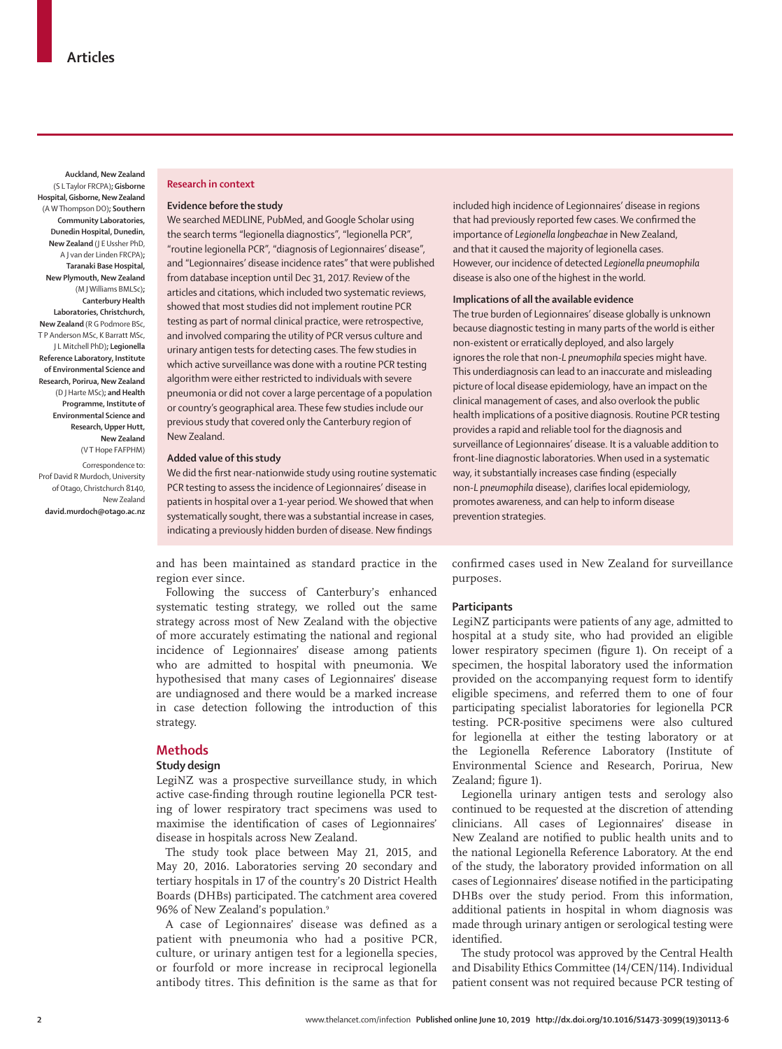Auckland, New Zealand (S L Taylor FRCPA); **Gisborne Hospital, Gisborne, New Zealand** (A W Thompson DO); **Southern Community Laboratories, Dunedin Hospital, Dunedin, New Zealand** (J E Ussher PhD, A J van der Linden FRCPA); **Taranaki Base Hospital, New Plymouth, New Zealand** (M J Williams BMLSc); **Canterbury Health Laboratories, Christchurch, New Zealand** (R G Podmore BSc, T P Anderson MSc, K Barratt MSc, J L Mitchell PhD); **Legionella Reference Laboratory, Institute of Environmental Science and Research, Porirua, New Zealand** (D J Harte MSc); **and Health Programme, Institute of Environmental Science and Research, Upper Hutt, New Zealand** (V T Hope FAFPHM)

Correspondence to: Prof David R Murdoch, University of Otago, Christchurch 8140, New Zealand **david.murdoch@otago.ac.nz**

## Research in context

### Evidence before the study

We searched MEDLINE, PubMed, and Google Scholar using the search terms "legionella diagnostics", "legionella PCR", "routine legionella PCR", "diagnosis of Legionnaires' disease", and "Legionnaires' disease incidence rates" that were published from database inception until Dec 31, 2017. Review of the articles and citations, which included two systematic reviews, showed that most studies did not implement routine PCR testing as part of normal clinical practice, were retrospective, and involved comparing the utility of PCR versus culture and urinary antigen tests for detecting cases. The few studies in which active surveillance was done with a routine PCR testing algorithm were either restricted to individuals with severe pneumonia or did not cover a large percentage of a population or country's geographical area. These few studies include our previous study that covered only the Canterbury region of New Zealand.

### Added value of this study

We did the first near-nationwide study using routine systematic PCR testing to assess the incidence of Legionnaires' disease in patients in hospital over a 1-year period. We showed that when systematically sought, there was a substantial increase in cases, indicating a previously hidden burden of disease. New findings included high incidence of Legionnaires' disease in regions that had previously reported few cases. We confirmed the importance of *Legionella longbeachae* in New Zealand, and that it caused the majority of legionella cases. However, our incidence of detected *Legionella pneumophila* disease is also one of the highest in the world.

### Implications of all the available evidence

The true burden of Legionnaires' disease globally is unknown because diagnostic testing in many parts of the world is either non-existent or erratically deployed, and also largely ignores the role that non-*L pneumophila* species might have. This underdiagnosis can lead to an inaccurate and misleading picture of local disease epidemiology, have an impact on the clinical management of cases, and also overlook the public health implications of a positive diagnosis. Routine PCR testing provides a rapid and reliable tool for the diagnosis and surveillance of Legionnaires' disease. It is a valuable addition to front-line diagnostic laboratories. When used in a systematic way, it substantially increases case finding (especially non-*L pneumophila* disease), clarifies local epidemiology, promotes awareness, and can help to inform disease prevention strategies.

and has been maintained as standard practice in the region ever since.

Following the success of Canterbury's enhanced systematic testing strategy, we rolled out the same strategy across most of New Zealand with the objective of more accurately estimating the national and regional incidence of Legionnaires' disease among patients who are admitted to hospital with pneumonia. We hypothesised that many cases of Legionnaires' disease are undiagnosed and there would be a marked increase in case detection following the introduction of this strategy.

## Methods

### Study design

LegiNZ was a prospective surveillance study, in which active case-finding through routine legionella PCR testing of lower respiratory tract specimens was used to maximise the identification of cases of Legionnaires' disease in hospitals across New Zealand.

The study took place between May 21, 2015, and May 20, 2016. Laboratories serving 20 secondary and tertiary hospitals in 17 of the country's 20 District Health Boards (DHBs) participated. The catchment area covered 96% of New Zealand's population.[9]

A case of Legionnaires' disease was defined as a patient with pneumonia who had a positive PCR, culture, or urinary antigen test for a legionella species, or fourfold or more increase in reciprocal legionella antibody titres. This definition is the same as that for confirmed cases used in New Zealand for surveillance purposes.

### Participants

LegiNZ participants were patients of any age, admitted to hospital at a study site, who had provided an eligible lower respiratory specimen (figure 1). On receipt of a specimen, the hospital laboratory used the information provided on the accompanying request form to identify eligible specimens, and referred them to one of four participating specialist laboratories for legionella PCR testing. PCR-positive specimens were also cultured for legionella at either the testing laboratory or at the Legionella Reference Laboratory (Institute of Environmental Science and Research, Porirua, New Zealand; figure 1).

Legionella urinary antigen tests and serology also continued to be requested at the discretion of attending clinicians. All cases of Legionnaires' disease in New Zealand are notified to public health units and to the national Legionella Reference Laboratory. At the end of the study, the laboratory provided information on all cases of Legionnaires' disease notified in the participating DHBs over the study period. From this information, additional patients in hospital in whom diagnosis was made through urinary antigen or serological testing were identified.

The study protocol was approved by the Central Health and Disability Ethics Committee (14/CEN/114). Individual patient consent was not required because PCR testing of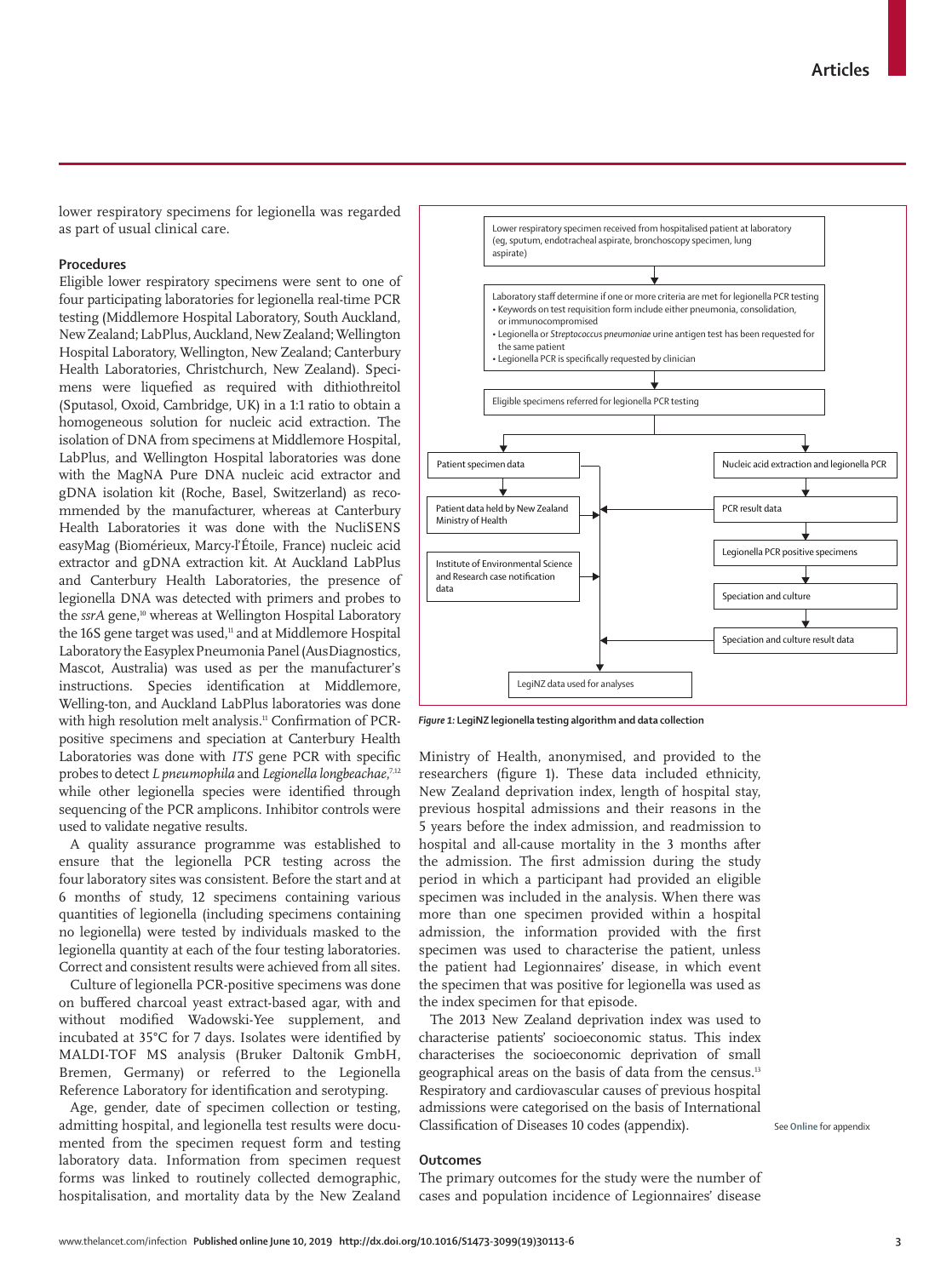lower respiratory specimens for legionella was regarded as part of usual clinical care.

### Procedures

Eligible lower respiratory specimens were sent to one of four participating laboratories for legionella real-time PCR testing (Middlemore Hospital Laboratory, South Auckland, New Zealand; LabPlus, Auckland, New Zealand; Wellington Hospital Laboratory, Wellington, New Zealand; Canterbury Health Laboratories, Christchurch, New Zealand). Specimens were liquefied as required with dithiothreitol (Sputasol, Oxoid, Cambridge, UK) in a 1:1 ratio to obtain a homogeneous solution for nucleic acid extraction. The isolation of DNA from specimens at Middlemore Hospital, LabPlus, and Wellington Hospital laboratories was done with the MagNA Pure DNA nucleic acid extractor and gDNA isolation kit (Roche, Basel, Switzerland) as recommended by the manufacturer, whereas at Canterbury Health Laboratories it was done with the NucliSENS easyMag (Biomérieux, Marcy-l'Étoile, France) nucleic acid extractor and gDNA extraction kit. At Auckland LabPlus and Canterbury Health Laboratories, the presence of legionella DNA was detected with primers and probes to the *ssrA* gene,[10] whereas at Wellington Hospital Laboratory the 16S gene target was used,[11] and at Middlemore Hospital Laboratory the Easyplex Pneumonia Panel (AusDiagnostics, Mascot, Australia) was used as per the manufacturer's instructions. Species identification at Middlemore, Welling-ton, and Auckland LabPlus laboratories was done with high resolution melt analysis.[11] Confirmation of PCR-positive specimens and speciation at Canterbury Health Laboratories was done with *ITS* gene PCR with specific probes to detect *L pneumophila* and *Legionella longbeachae*,[7,12] while other legionella species were identified through sequencing of the PCR amplicons. Inhibitor controls were used to validate negative results.

A quality assurance programme was established to ensure that the legionella PCR testing across the four laboratory sites was consistent. Before the start and at 6 months of study, 12 specimens containing various quantities of legionella (including specimens containing no legionella) were tested by individuals masked to the legionella quantity at each of the four testing laboratories. Correct and consistent results were achieved from all sites.

Culture of legionella PCR-positive specimens was done on buffered charcoal yeast extract-based agar, with and without modified Wadowski-Yee supplement, and incubated at 35°C for 7 days. Isolates were identified by MALDI-TOF MS analysis (Bruker Daltonik GmbH, Bremen, Germany) or referred to the Legionella Reference Laboratory for identification and serotyping.

Age, gender, date of specimen collection or testing, admitting hospital, and legionella test results were documented from the specimen request form and testing laboratory data. Information from specimen request forms was linked to routinely collected demographic, hospitalisation, and mortality data by the New Zealand Ministry of Health, anonymised, and provided to the researchers (figure 1). These data included ethnicity, New Zealand deprivation index, length of hospital stay, previous hospital admissions and their reasons in the 5 years before the index admission, and readmission to hospital and all-cause mortality in the 3 months after the admission. The first admission during the study period in which a participant had provided an eligible specimen was included in the analysis. When there was more than one specimen provided within a hospital admission, the information provided with the first specimen was used to characterise the patient, unless the patient had Legionnaires' disease, in which event the specimen that was positive for legionella was used as the index specimen for that episode.

- Lower respiratory specimen received from hospitalised patient at laboratory (eg, sputum, endotracheal aspirate, bronchoscopy specimen, lung aspirate)
- Laboratory staff determine if one or more criteria are met for legionella PCR testing
  - Keywords on test requisition form include either pneumonia, consolidation, or immunocompromised
  - Legionella or *Streptococcus pneumoniae* urine antigen test has been requested for the same patient
  - Legionella PCR is specifically requested by clinician
- Eligible specimens referred for legionella PCR testing
- Patient specimen data → Patient data held by New Zealand Ministry of Health; Institute of Environmental Science and Research case notification data
- Nucleic acid extraction and legionella PCR → PCR result data → Legionella PCR positive specimens → Speciation and culture → Speciation and culture result data
- LegiNZ data used for analyses

*Figure 1:* **LegiNZ legionella testing algorithm and data collection**

The 2013 New Zealand deprivation index was used to characterise patients' socioeconomic status. This index characterises the socioeconomic deprivation of small geographical areas on the basis of data from the census.[13] Respiratory and cardiovascular causes of previous hospital admissions were categorised on the basis of International Classification of Diseases 10 codes (appendix).

### Outcomes

The primary outcomes for the study were the number of cases and population incidence of Legionnaires' disease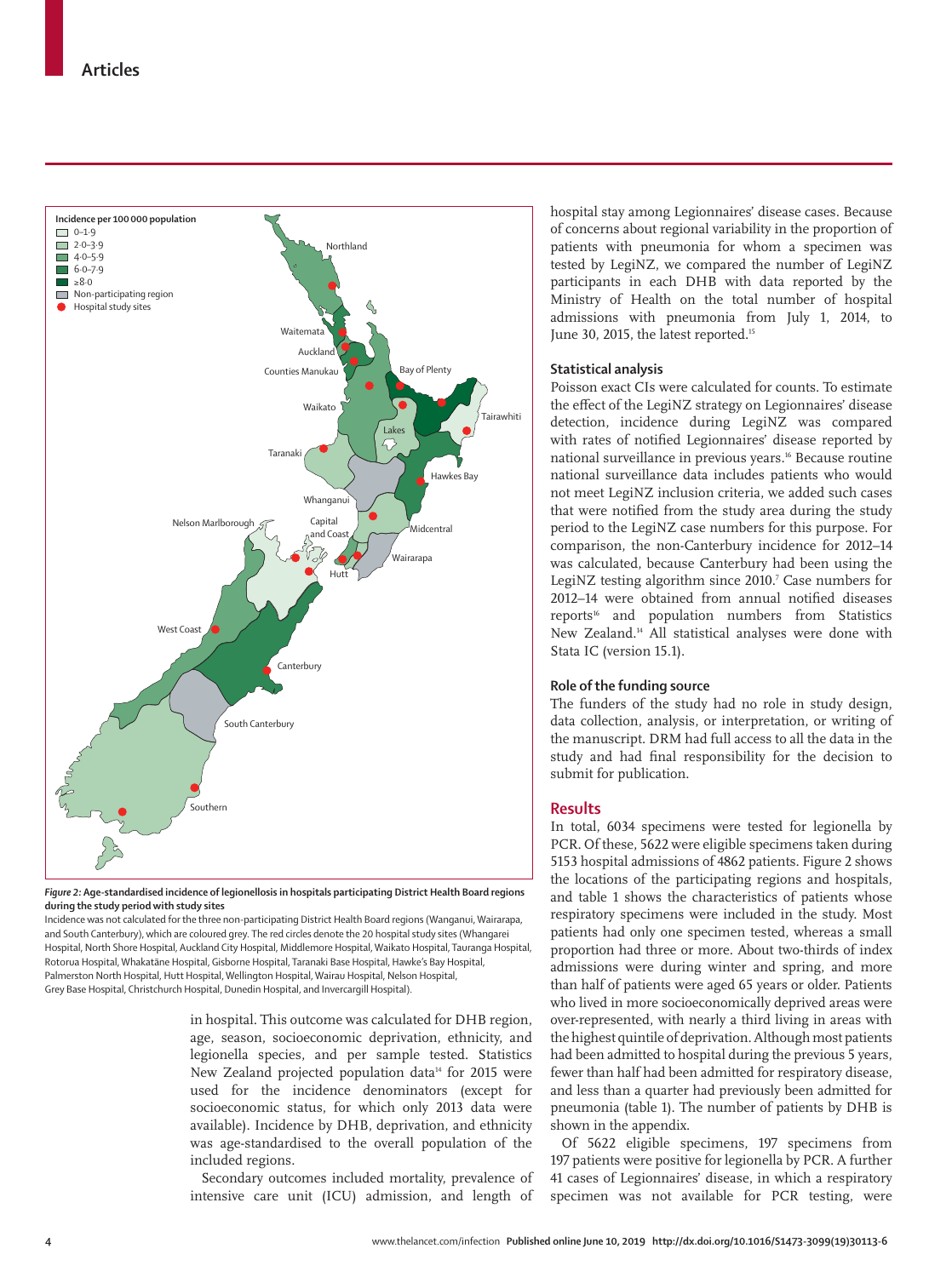**Figure 2: Age-standardised incidence of legionellosis in hospitals participating District Health Board regions during the study period with study sites**

Incidence was not calculated for the three non-participating District Health Board regions (Wanganui, Wairarapa, and South Canterbury), which are coloured grey. The red circles denote the 20 hospital study sites (Whangarei Hospital, North Shore Hospital, Auckland City Hospital, Middlemore Hospital, Waikato Hospital, Tauranga Hospital, Rotorua Hospital, Whakatāne Hospital, Gisborne Hospital, Taranaki Base Hospital, Hawke's Bay Hospital, Palmerston North Hospital, Hutt Hospital, Wellington Hospital, Wairau Hospital, Nelson Hospital, Grey Base Hospital, Christchurch Hospital, Dunedin Hospital, and Invercargill Hospital).

in hospital. This outcome was calculated for DHB region, age, season, socioeconomic deprivation, ethnicity, and legionella species, and per sample tested. Statistics New Zealand projected population data[14] for 2015 were used for the incidence denominators (except for socioeconomic status, for which only 2013 data were available). Incidence by DHB, deprivation, and ethnicity was age-standardised to the overall population of the included regions.

Secondary outcomes included mortality, prevalence of intensive care unit (ICU) admission, and length of hospital stay among Legionnaires' disease cases. Because of concerns about regional variability in the proportion of patients with pneumonia for whom a specimen was tested by LegiNZ, we compared the number of LegiNZ participants in each DHB with data reported by the Ministry of Health on the total number of hospital admissions with pneumonia from July 1, 2014, to June 30, 2015, the latest reported.[15]

### Statistical analysis

Poisson exact CIs were calculated for counts. To estimate the effect of the LegiNZ strategy on Legionnaires' disease detection, incidence during LegiNZ was compared with rates of notified Legionnaires' disease reported by national surveillance in previous years.[16] Because routine national surveillance data includes patients who would not meet LegiNZ inclusion criteria, we added such cases that were notified from the study area during the study period to the LegiNZ case numbers for this purpose. For comparison, the non-Canterbury incidence for 2012–14 was calculated, because Canterbury had been using the LegiNZ testing algorithm since 2010.[7] Case numbers for 2012–14 were obtained from annual notified diseases reports[16] and population numbers from Statistics New Zealand.[14] All statistical analyses were done with Stata IC (version 15.1).

### Role of the funding source

The funders of the study had no role in study design, data collection, analysis, or interpretation, or writing of the manuscript. DRM had full access to all the data in the study and had final responsibility for the decision to submit for publication.

## Results

In total, 6034 specimens were tested for legionella by PCR. Of these, 5622 were eligible specimens taken during 5153 hospital admissions of 4862 patients. Figure 2 shows the locations of the participating regions and hospitals, and table 1 shows the characteristics of patients whose respiratory specimens were included in the study. Most patients had only one specimen tested, whereas a small proportion had three or more. About two-thirds of index admissions were during winter and spring, and more than half of patients were aged 65 years or older. Patients who lived in more socioeconomically deprived areas were over-represented, with nearly a third living in areas with the highest quintile of deprivation. Although most patients had been admitted to hospital during the previous 5 years, fewer than half had been admitted for respiratory disease, and less than a quarter had previously been admitted for pneumonia (table 1). The number of patients by DHB is shown in the appendix.

Of 5622 eligible specimens, 197 specimens from 197 patients were positive for legionella by PCR. A further 41 cases of Legionnaires' disease, in which a respiratory specimen was not available for PCR testing, were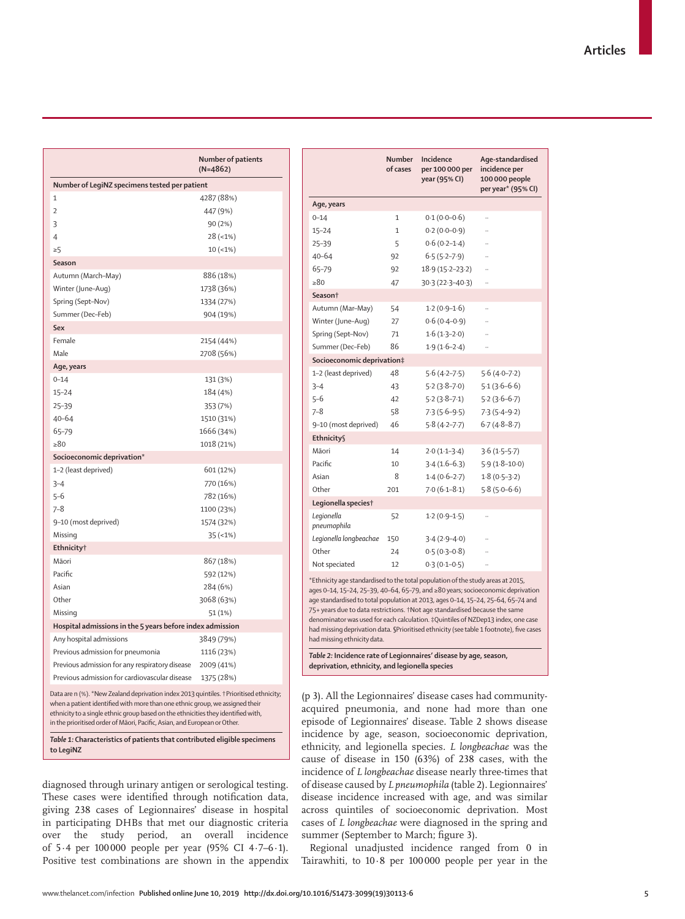| | Number of patients (N=4862) |
|---|---|
| **Number of LegiNZ specimens tested per patient** | |
| 1 | 4287 (88%) |
| 2 | 447 (9%) |
| 3 | 90 (2%) |
| 4 | 28 (<1%) |
| ≥5 | 10 (<1%) |
| **Season** | |
| Autumn (March–May) | 886 (18%) |
| Winter (June–Aug) | 1738 (36%) |
| Spring (Sept–Nov) | 1334 (27%) |
| Summer (Dec–Feb) | 904 (19%) |
| **Sex** | |
| Female | 2154 (44%) |
| Male | 2708 (56%) |
| **Age, years** | |
| 0–14 | 131 (3%) |
| 15–24 | 184 (4%) |
| 25–39 | 353 (7%) |
| 40–64 | 1510 (31%) |
| 65–79 | 1666 (34%) |
| ≥80 | 1018 (21%) |
| **Socioeconomic deprivation*** | |
| 1–2 (least deprived) | 601 (12%) |
| 3–4 | 770 (16%) |
| 5–6 | 782 (16%) |
| 7–8 | 1100 (23%) |
| 9–10 (most deprived) | 1574 (32%) |
| Missing | 35 (<1%) |
| **Ethnicity†** | |
| Māori | 867 (18%) |
| Pacific | 592 (12%) |
| Asian | 284 (6%) |
| Other | 3068 (63%) |
| Missing | 51 (1%) |
| **Hospital admissions in the 5 years before index admission** | |
| Any hospital admissions | 3849 (79%) |
| Previous admission for pneumonia | 1116 (23%) |
| Previous admission for any respiratory disease | 2009 (41%) |
| Previous admission for cardiovascular disease | 1375 (28%) |

Data are n (%). *New Zealand deprivation index 2013 quintiles. †Prioritised ethnicity; when a patient identified with more than one ethnic group, we assigned their ethnicity to a single ethnic group based on the ethnicities they identified with, in the prioritised order of Māori, Pacific, Asian, and European or Other.

*Table 1:* **Characteristics of patients that contributed eligible specimens to LegiNZ**

| | Number of cases | Incidence per 100 000 per year (95% CI) | Age-standardised incidence per 100 000 people per year* (95% CI) |
|---|---|---|---|
| **Age, years** | | | |
| 0–14 | 1 | 0·1 (0·0–0·6) | .. |
| 15–24 | 1 | 0·2 (0·0–0·9) | .. |
| 25–39 | 5 | 0·6 (0·2–1·4) | .. |
| 40–64 | 92 | 6·5 (5·2–7·9) | .. |
| 65–79 | 92 | 18·9 (15·2–23·2) | .. |
| ≥80 | 47 | 30·3 (22·3–40·3) | .. |
| **Season†** | | | |
| Autumn (Mar–May) | 54 | 1·2 (0·9–1·6) | .. |
| Winter (June–Aug) | 27 | 0·6 (0·4–0·9) | .. |
| Spring (Sept–Nov) | 71 | 1·6 (1·3–2·0) | .. |
| Summer (Dec–Feb) | 86 | 1·9 (1·6–2·4) | .. |
| **Socioeconomic deprivation‡** | | | |
| 1–2 (least deprived) | 48 | 5·6 (4·2–7·5) | 5·6 (4·0–7·2) |
| 3–4 | 43 | 5·2 (3·8–7·0) | 5·1 (3·6–6·6) |
| 5–6 | 42 | 5·2 (3·8–7·1) | 5·2 (3·6–6·7) |
| 7–8 | 58 | 7·3 (5·6–9·5) | 7·3 (5·4–9·2) |
| 9–10 (most deprived) | 46 | 5·8 (4·2–7·7) | 6·7 (4·8–8·7) |
| **Ethnicity§** | | | |
| Māori | 14 | 2·0 (1·1–3·4) | 3·6 (1·5–5·7) |
| Pacific | 10 | 3·4 (1·6–6·3) | 5·9 (1·8–10·0) |
| Asian | 8 | 1·4 (0·6–2·7) | 1·8 (0·5–3·2) |
| Other | 201 | 7·0 (6·1–8·1) | 5·8 (5·0–6·6) |
| **Legionella species†** | | | |
| *Legionella pneumophila* | 52 | 1·2 (0·9–1·5) | .. |
| *Legionella longbeachae* | 150 | 3·4 (2·9–4·0) | .. |
| Other | 24 | 0·5 (0·3–0·8) | .. |
| Not speciated | 12 | 0·3 (0·1–0·5) | .. |

*Ethnicity age standardised to the total population of the study areas at 2015, ages 0–14, 15–24, 25–39, 40–64, 65–79, and ≥80 years; socioeconomic deprivation age standardised to total population at 2013, ages 0–14, 15–24, 25–64, 65–74 and 75+ years due to data restrictions. †Not age standardised because the same denominator was used for each calculation. ‡Quintiles of NZDep13 index, one case had missing deprivation data. §Prioritised ethnicity (see table 1 footnote), five cases had missing ethnicity data.

*Table 2:* **Incidence rate of Legionnaires' disease by age, season, deprivation, ethnicity, and legionella species**

diagnosed through urinary antigen or serological testing. These cases were identified through notification data, giving 238 cases of Legionnaires' disease in hospital in participating DHBs that met our diagnostic criteria over the study period, an overall incidence of 5·4 per 100 000 people per year (95% CI 4·7–6·1). Positive test combinations are shown in the appendix (p 3). All the Legionnaires' disease cases had community-acquired pneumonia, and none had more than one episode of Legionnaires' disease. Table 2 shows disease incidence by age, season, socioeconomic deprivation, ethnicity, and legionella species. *L longbeachae* was the cause of disease in 150 (63%) of 238 cases, with the incidence of *L longbeachae* disease nearly three-times that of disease caused by *L pneumophila* (table 2). Legionnaires' disease incidence increased with age, and was similar across quintiles of socioeconomic deprivation. Most cases of *L longbeachae* were diagnosed in the spring and summer (September to March; figure 3).

Regional unadjusted incidence ranged from 0 in Tairawhiti, to 10·8 per 100 000 people per year in the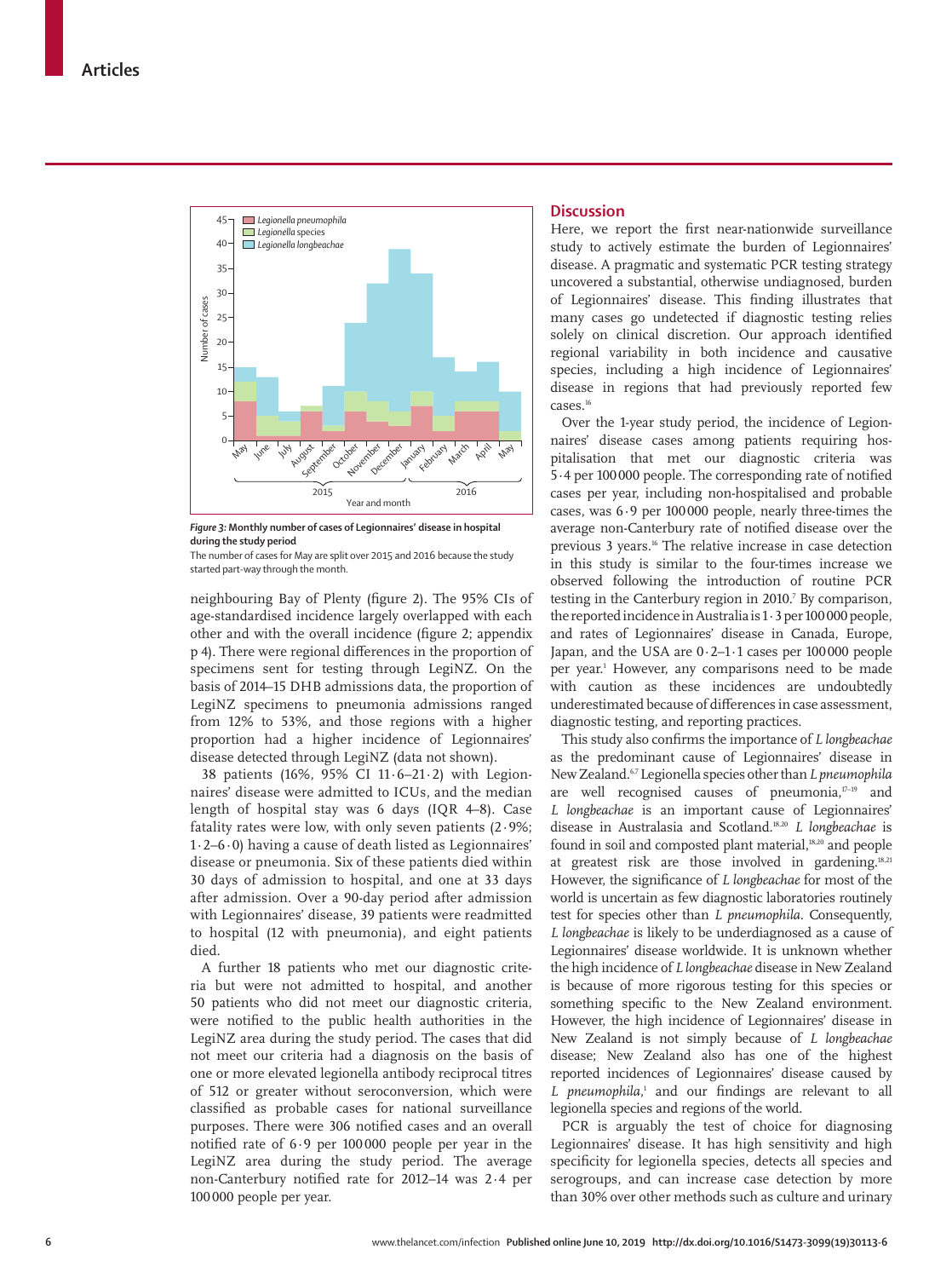Figure 3: Monthly number of cases of Legionnaires' disease in hospital during the study period

The number of cases for May are split over 2015 and 2016 because the study started part-way through the month.

neighbouring Bay of Plenty (figure 2). The 95% CIs of age-standardised incidence largely overlapped with each other and with the overall incidence (figure 2; appendix p 4). There were regional differences in the proportion of specimens sent for testing through LegiNZ. On the basis of 2014–15 DHB admissions data, the proportion of LegiNZ specimens to pneumonia admissions ranged from 12% to 53%, and those regions with a higher proportion had a higher incidence of Legionnaires' disease detected through LegiNZ (data not shown).

38 patients (16%, 95% CI 11·6–21·2) with Legionnaires' disease were admitted to ICUs, and the median length of hospital stay was 6 days (IQR 4–8). Case fatality rates were low, with only seven patients (2·9%; 1·2–6·0) having a cause of death listed as Legionnaires' disease or pneumonia. Six of these patients died within 30 days of admission to hospital, and one at 33 days after admission. Over a 90-day period after admission with Legionnaires' disease, 39 patients were readmitted to hospital (12 with pneumonia), and eight patients died.

A further 18 patients who met our diagnostic criteria but were not admitted to hospital, and another 50 patients who did not meet our diagnostic criteria, were notified to the public health authorities in the LegiNZ area during the study period. The cases that did not meet our criteria had a diagnosis on the basis of one or more elevated legionella antibody reciprocal titres of 512 or greater without seroconversion, which were classified as probable cases for national surveillance purposes. There were 306 notified cases and an overall notified rate of 6·9 per 100 000 people per year in the LegiNZ area during the study period. The average non-Canterbury notified rate for 2012–14 was 2·4 per 100 000 people per year.

## Discussion

Here, we report the first near-nationwide surveillance study to actively estimate the burden of Legionnaires' disease. A pragmatic and systematic PCR testing strategy uncovered a substantial, otherwise undiagnosed, burden of Legionnaires' disease. This finding illustrates that many cases go undetected if diagnostic testing relies solely on clinical discretion. Our approach identified regional variability in both incidence and causative species, including a high incidence of Legionnaires' disease in regions that had previously reported few cases.[16]

Over the 1-year study period, the incidence of Legionnaires' disease cases among patients requiring hospitalisation that met our diagnostic criteria was 5·4 per 100 000 people. The corresponding rate of notified cases per year, including non-hospitalised and probable cases, was 6·9 per 100 000 people, nearly three-times the average non-Canterbury rate of notified disease over the previous 3 years.[16] The relative increase in case detection in this study is similar to the four-times increase we observed following the introduction of routine PCR testing in the Canterbury region in 2010.[7] By comparison, the reported incidence in Australia is 1·3 per 100 000 people, and rates of Legionnaires' disease in Canada, Europe, Japan, and the USA are 0·2–1·1 cases per 100 000 people per year.[1] However, any comparisons need to be made with caution as these incidences are undoubtedly underestimated because of differences in case assessment, diagnostic testing, and reporting practices.

This study also confirms the importance of *L longbeachae* as the predominant cause of Legionnaires' disease in New Zealand.[6,7] Legionella species other than *L pneumophila* are well recognised causes of pneumonia,[17–19] and *L longbeachae* is an important cause of Legionnaires' disease in Australasia and Scotland.[18,20] *L longbeachae* is found in soil and composted plant material,[18,20] and people at greatest risk are those involved in gardening.[18,21] However, the significance of *L longbeachae* for most of the world is uncertain as few diagnostic laboratories routinely test for species other than *L pneumophila*. Consequently, *L longbeachae* is likely to be underdiagnosed as a cause of Legionnaires' disease worldwide. It is unknown whether the high incidence of *L longbeachae* disease in New Zealand is because of more rigorous testing for this species or something specific to the New Zealand environment. However, the high incidence of Legionnaires' disease in New Zealand is not simply because of *L longbeachae* disease; New Zealand also has one of the highest reported incidences of Legionnaires' disease caused by *L pneumophila*,[1] and our findings are relevant to all legionella species and regions of the world.

PCR is arguably the test of choice for diagnosing Legionnaires' disease. It has high sensitivity and high specificity for legionella species, detects all species and serogroups, and can increase case detection by more than 30% over other methods such as culture and urinary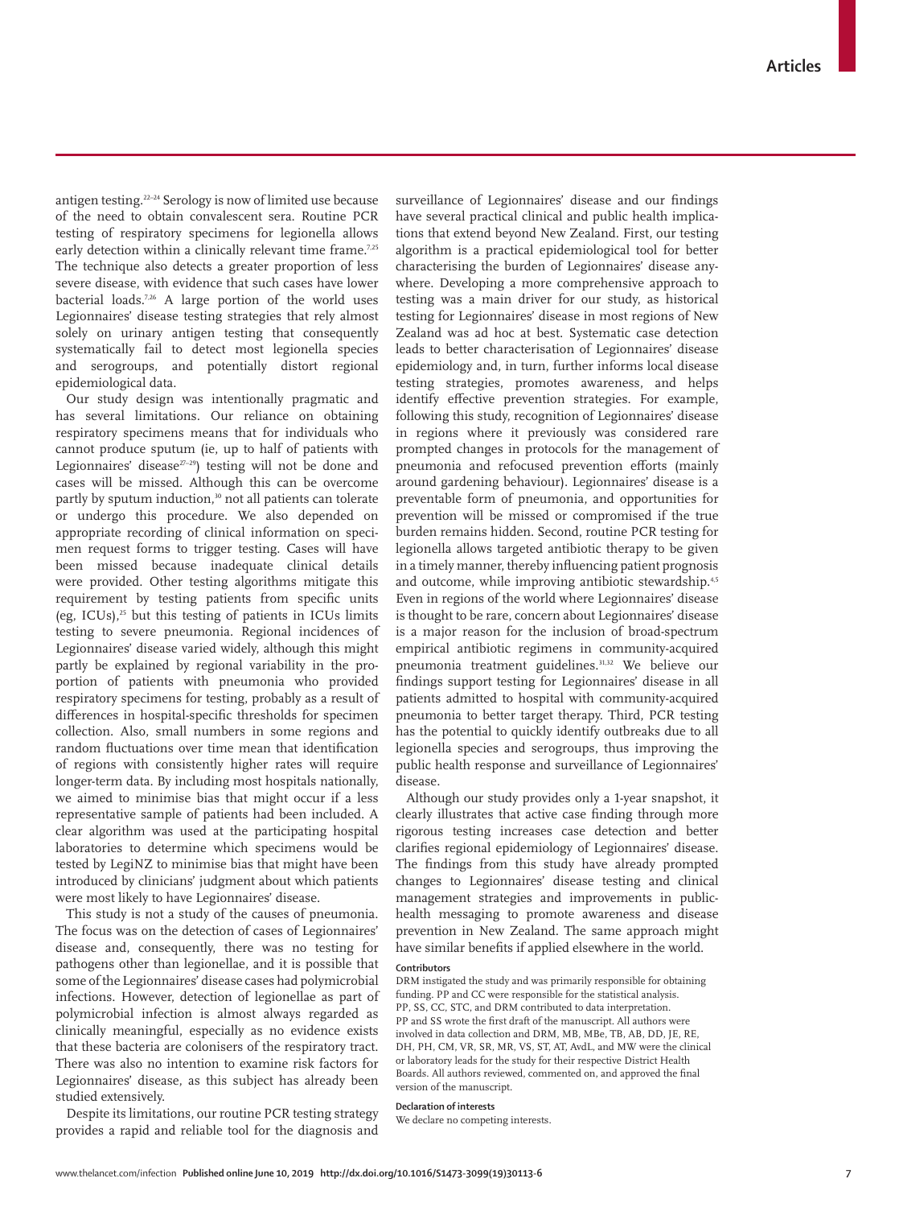antigen testing.[22–24] Serology is now of limited use because of the need to obtain convalescent sera. Routine PCR testing of respiratory specimens for legionella allows early detection within a clinically relevant time frame.[7,25] The technique also detects a greater proportion of less severe disease, with evidence that such cases have lower bacterial loads.[7,26] A large portion of the world uses Legionnaires' disease testing strategies that rely almost solely on urinary antigen testing that consequently systematically fail to detect most legionella species and serogroups, and potentially distort regional epidemiological data.

Our study design was intentionally pragmatic and has several limitations. Our reliance on obtaining respiratory specimens means that for individuals who cannot produce sputum (ie, up to half of patients with Legionnaires' disease[27–29]) testing will not be done and cases will be missed. Although this can be overcome partly by sputum induction,[30] not all patients can tolerate or undergo this procedure. We also depended on appropriate recording of clinical information on specimen request forms to trigger testing. Cases will have been missed because inadequate clinical details were provided. Other testing algorithms mitigate this requirement by testing patients from specific units (eg, ICUs),[25] but this testing of patients in ICUs limits testing to severe pneumonia. Regional incidences of Legionnaires' disease varied widely, although this might partly be explained by regional variability in the proportion of patients with pneumonia who provided respiratory specimens for testing, probably as a result of differences in hospital-specific thresholds for specimen collection. Also, small numbers in some regions and random fluctuations over time mean that identification of regions with consistently higher rates will require longer-term data. By including most hospitals nationally, we aimed to minimise bias that might occur if a less representative sample of patients had been included. A clear algorithm was used at the participating hospital laboratories to determine which specimens would be tested by LegiNZ to minimise bias that might have been introduced by clinicians' judgment about which patients were most likely to have Legionnaires' disease.

This study is not a study of the causes of pneumonia. The focus was on the detection of cases of Legionnaires' disease and, consequently, there was no testing for pathogens other than legionellae, and it is possible that some of the Legionnaires' disease cases had polymicrobial infections. However, detection of legionellae as part of polymicrobial infection is almost always regarded as clinically meaningful, especially as no evidence exists that these bacteria are colonisers of the respiratory tract. There was also no intention to examine risk factors for Legionnaires' disease, as this subject has already been studied extensively.

Despite its limitations, our routine PCR testing strategy provides a rapid and reliable tool for the diagnosis and surveillance of Legionnaires' disease and our findings have several practical clinical and public health implications that extend beyond New Zealand. First, our testing algorithm is a practical epidemiological tool for better characterising the burden of Legionnaires' disease anywhere. Developing a more comprehensive approach to testing was a main driver for our study, as historical testing for Legionnaires' disease in most regions of New Zealand was ad hoc at best. Systematic case detection leads to better characterisation of Legionnaires' disease epidemiology and, in turn, further informs local disease testing strategies, promotes awareness, and helps identify effective prevention strategies. For example, following this study, recognition of Legionnaires' disease in regions where it previously was considered rare prompted changes in protocols for the management of pneumonia and refocused prevention efforts (mainly around gardening behaviour). Legionnaires' disease is a preventable form of pneumonia, and opportunities for prevention will be missed or compromised if the true burden remains hidden. Second, routine PCR testing for legionella allows targeted antibiotic therapy to be given in a timely manner, thereby influencing patient prognosis and outcome, while improving antibiotic stewardship.[4,5] Even in regions of the world where Legionnaires' disease is thought to be rare, concern about Legionnaires' disease is a major reason for the inclusion of broad-spectrum empirical antibiotic regimens in community-acquired pneumonia treatment guidelines.[31,32] We believe our findings support testing for Legionnaires' disease in all patients admitted to hospital with community-acquired pneumonia to better target therapy. Third, PCR testing has the potential to quickly identify outbreaks due to all legionella species and serogroups, thus improving the public health response and surveillance of Legionnaires' disease.

Although our study provides only a 1-year snapshot, it clearly illustrates that active case finding through more rigorous testing increases case detection and better clarifies regional epidemiology of Legionnaires' disease. The findings from this study have already prompted changes to Legionnaires' disease testing and clinical management strategies and improvements in public-health messaging to promote awareness and disease prevention in New Zealand. The same approach might have similar benefits if applied elsewhere in the world.

#### Contributors

DRM instigated the study and was primarily responsible for obtaining funding. PP and CC were responsible for the statistical analysis. PP, SS, CC, STC, and DRM contributed to data interpretation. PP and SS wrote the first draft of the manuscript. All authors were involved in data collection and DRM, MB, MBe, TB, AB, DD, JE, RE, DH, PH, CM, VR, SR, MR, VS, ST, AT, AvdL, and MW were the clinical or laboratory leads for the study for their respective District Health Boards. All authors reviewed, commented on, and approved the final version of the manuscript.

#### Declaration of interests

We declare no competing interests.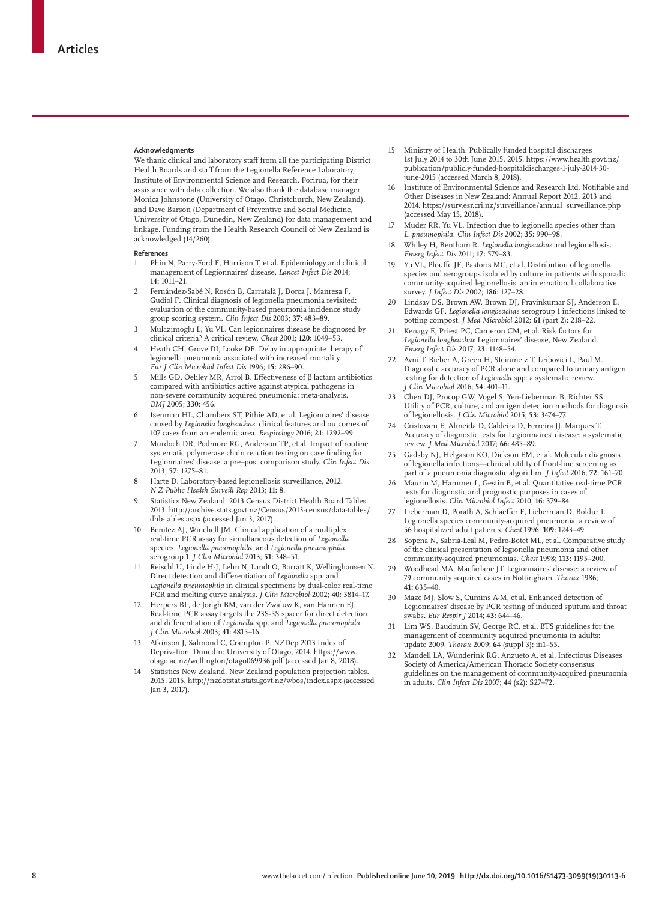### Acknowledgments

We thank clinical and laboratory staff from all the participating District Health Boards and staff from the Legionella Reference Laboratory, Institute of Environmental Science and Research, Porirua, for their assistance with data collection. We also thank the database manager Monica Johnstone (University of Otago, Christchurch, New Zealand), and Dave Barson (Department of Preventive and Social Medicine, University of Otago, Dunedin, New Zealand) for data management and linkage. Funding from the Health Research Council of New Zealand is acknowledged (14/260).

### References

1. Phin N, Parry-Ford F, Harrison T, et al. Epidemiology and clinical management of Legionnaires' disease. *Lancet Infect Dis* 2014; **14:** 1011–21.
2. Fernández-Sabé N, Rosón B, Carratalà J, Dorca J, Manresa F, Gudiol F. Clinical diagnosis of legionella pneumonia revisited: evaluation of the community-based pneumonia incidence study group scoring system. *Clin Infect Dis* 2003; **37:** 483–89.
3. Mulazimoglu L, Yu VL. Can legionnaires disease be diagnosed by clinical criteria? A critical review. *Chest* 2001; **120:** 1049–53.
4. Heath CH, Grove DI, Looke DF. Delay in appropriate therapy of legionella pneumonia associated with increased mortality. *Eur J Clin Microbiol Infect Dis* 1996; **15:** 286–90.
5. Mills GD, Oehley MR, Arrol B. Effectiveness of β lactam antibiotics compared with antibiotics active against atypical pathogens in non-severe community acquired pneumonia: meta-analysis. *BMJ* 2005; **330:** 456.
6. Isenman HL, Chambers ST, Pithie AD, et al. Legionnaires' disease caused by *Legionella longbeachae*: clinical features and outcomes of 107 cases from an endemic area. *Respirology* 2016; **21:** 1292–99.
7. Murdoch DR, Podmore RG, Anderson TP, et al. Impact of routine systematic polymerase chain reaction testing on case finding for Legionnaires' disease: a pre–post comparison study. *Clin Infect Dis* 2013; **57:** 1275–81.
8. Harte D. Laboratory-based legionellosis surveillance, 2012. *N Z Public Health Surveill Rep* 2013; **11:** 8.
9. Statistics New Zealand. 2013 Census District Health Board Tables. 2013. http://archive.stats.govt.nz/Census/2013-census/data-tables/dhb-tables.aspx (accessed Jan 3, 2017).
10. Benitez AJ, Winchell JM. Clinical application of a multiplex real-time PCR assay for simultaneous detection of *Legionella* species, *Legionella pneumophila*, and *Legionella pneumophila* serogroup 1. *J Clin Microbiol* 2013; **51:** 348–51.
11. Reischl U, Linde H-J, Lehn N, Landt O, Barratt K, Wellinghausen N. Direct detection and differentiation of *Legionella* spp. and *Legionella pneumophila* in clinical specimens by dual-color real-time PCR and melting curve analysis. *J Clin Microbiol* 2002; **40:** 3814–17.
12. Herpers BL, de Jongh BM, van der Zwaluw K, van Hannen EJ. Real-time PCR assay targets the 23S-5S spacer for direct detection and differentiation of *Legionella* spp. and *Legionella pneumophila*. *J Clin Microbiol* 2003; **41:** 4815–16.
13. Atkinson J, Salmond C, Crampton P. NZDep 2013 Index of Deprivation. Dunedin: University of Otago, 2014. https://www.otago.ac.nz/wellington/otago069936.pdf (accessed Jan 8, 2018).
14. Statistics New Zealand. New Zealand population projection tables. 2015. 2015. http://nzdotstat.stats.govt.nz/wbos/index.aspx (accessed Jan 3, 2017).
15. Ministry of Health. Publically funded hospital discharges 1st July 2014 to 30th June 2015. 2015. https://www.health.govt.nz/publication/publicly-funded-hospitaldischarges-1-july-2014-30-june-2015 (accessed March 8, 2018).
16. Institute of Environmental Science and Research Ltd. Notifiable and Other Diseases in New Zealand: Annual Report 2012, 2013 and 2014. https://surv.esr.cri.nz/surveillance/annual_surveillance.php (accessed May 15, 2018).
17. Muder RR, Yu VL. Infection due to legionella species other than *L. pneumophila*. *Clin Infect Dis* 2002; **35:** 990–98.
18. Whiley H, Bentham R. *Legionella longbeachae* and legionellosis. *Emerg Infect Dis* 2011; **17:** 579–83.
19. Yu VL, Plouffe JF, Pastoris MC, et al. Distribution of legionella species and serogroups isolated by culture in patients with sporadic community-acquired legionellosis: an international collaborative survey. *J Infect Dis* 2002; **186:** 127–28.
20. Lindsay DS, Brown AW, Brown DJ, Pravinkumar SJ, Anderson E, Edwards GF. *Legionella longbeachae* serogroup 1 infections linked to potting compost. *J Med Microbiol* 2012; **61** (part 2)**:** 218–22.
21. Kenagy E, Priest PC, Cameron CM, et al. Risk factors for *Legionella longbeachae* Legionnaires' disease, New Zealand. *Emerg Infect Dis* 2017; **23:** 1148–54.
22. Avni T, Bieber A, Green H, Steinmetz T, Leibovici L, Paul M. Diagnostic accuracy of PCR alone and compared to urinary antigen testing for detection of *Legionella* spp: a systematic review. *J Clin Microbiol* 2016; **54:** 401–11.
23. Chen DJ, Procop GW, Vogel S, Yen-Lieberman B, Richter SS. Utility of PCR, culture, and antigen detection methods for diagnosis of legionellosis. *J Clin Microbiol* 2015; **53:** 3474–77.
24. Cristovam E, Almeida D, Caldeira D, Ferreira JJ, Marques T. Accuracy of diagnostic tests for Legionnaires' disease: a systematic review. *J Med Microbiol* 2017; **66:** 485–89.
25. Gadsby NJ, Helgason KO, Dickson EM, et al. Molecular diagnosis of legionella infections—clinical utility of front-line screening as part of a pneumonia diagnostic algorithm. *J Infect* 2016; **72:** 161–70.
26. Maurin M, Hammer L, Gestin B, et al. Quantitative real-time PCR tests for diagnostic and prognostic purposes in cases of legionellosis. *Clin Microbiol Infect* 2010; **16:** 379–84.
27. Lieberman D, Porath A, Schlaeffer F, Lieberman D, Boldur I. Legionella species community-acquired pneumonia: a review of 56 hospitalized adult patients. *Chest* 1996; **109:** 1243–49.
28. Sopena N, Sabrià-Leal M, Pedro-Botet ML, et al. Comparative study of the clinical presentation of legionella pneumonia and other community-acquired pneumonias. *Chest* 1998; **113:** 1195–200.
29. Woodhead MA, Macfarlane JT. Legionnaires' disease: a review of 79 community acquired cases in Nottingham. *Thorax* 1986; **41:** 635–40.
30. Maze MJ, Slow S, Cumins A-M, et al. Enhanced detection of Legionnaires' disease by PCR testing of induced sputum and throat swabs. *Eur Respir J* 2014; **43:** 644–46.
31. Lim WS, Baudouin SV, George RC, et al. BTS guidelines for the management of community acquired pneumonia in adults: update 2009. *Thorax* 2009; **64** (suppl 3)**:** iii1–55.
32. Mandell LA, Wunderink RG, Anzueto A, et al. Infectious Diseases Society of America/American Thoracic Society consensus guidelines on the management of community-acquired pneumonia in adults. *Clin Infect Dis* 2007; **44** (s2)**:** S27–72.